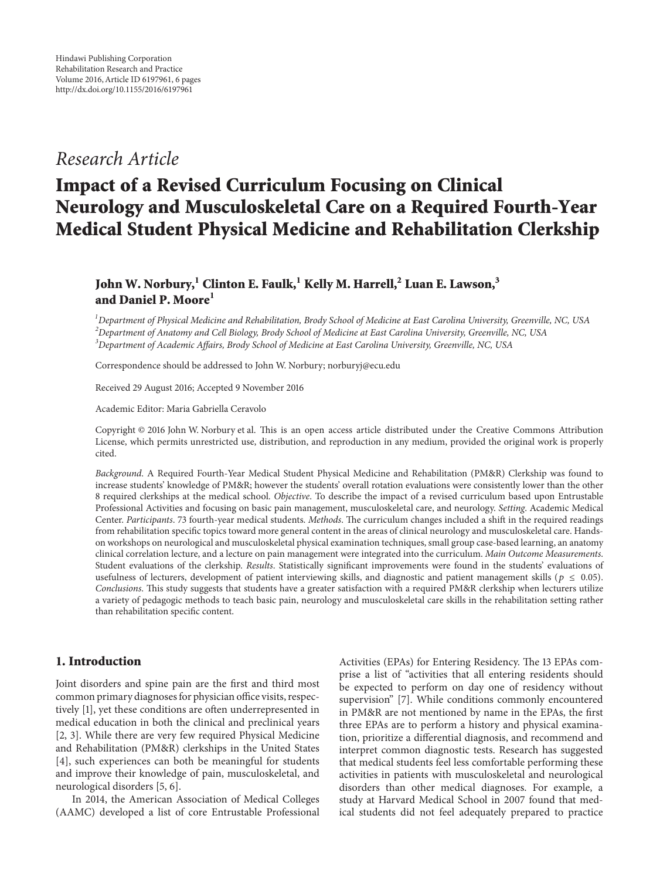Hindawi Publishing Corporation
Rehabilitation Research and Practice
Volume 2016, Article ID 6197961, 6 pages
http://dx.doi.org/10.1155/2016/6197961

*Research Article*

# Impact of a Revised Curriculum Focusing on Clinical Neurology and Musculoskeletal Care on a Required Fourth-Year Medical Student Physical Medicine and Rehabilitation Clerkship

**John W. Norbury,[1] Clinton E. Faulk,[1] Kelly M. Harrell,[2] Luan E. Lawson,[3] and Daniel P. Moore[1]**

[1]*Department of Physical Medicine and Rehabilitation, Brody School of Medicine at East Carolina University, Greenville, NC, USA*
[2]*Department of Anatomy and Cell Biology, Brody School of Medicine at East Carolina University, Greenville, NC, USA*
[3]*Department of Academic Affairs, Brody School of Medicine at East Carolina University, Greenville, NC, USA*

Correspondence should be addressed to John W. Norbury; norburyj@ecu.edu

Received 29 August 2016; Accepted 9 November 2016

Academic Editor: Maria Gabriella Ceravolo

Copyright © 2016 John W. Norbury et al. This is an open access article distributed under the Creative Commons Attribution License, which permits unrestricted use, distribution, and reproduction in any medium, provided the original work is properly cited.

*Background*. A Required Fourth-Year Medical Student Physical Medicine and Rehabilitation (PM&R) Clerkship was found to increase students' knowledge of PM&R; however the students' overall rotation evaluations were consistently lower than the other 8 required clerkships at the medical school. *Objective*. To describe the impact of a revised curriculum based upon Entrustable Professional Activities and focusing on basic pain management, musculoskeletal care, and neurology. *Setting*. Academic Medical Center. *Participants*. 73 fourth-year medical students. *Methods*. The curriculum changes included a shift in the required readings from rehabilitation specific topics toward more general content in the areas of clinical neurology and musculoskeletal care. Hands-on workshops on neurological and musculoskeletal physical examination techniques, small group case-based learning, an anatomy clinical correlation lecture, and a lecture on pain management were integrated into the curriculum. *Main Outcome Measurements*. Student evaluations of the clerkship. *Results*. Statistically significant improvements were found in the students' evaluations of usefulness of lecturers, development of patient interviewing skills, and diagnostic and patient management skills ($p \leq 0.05$). *Conclusions*. This study suggests that students have a greater satisfaction with a required PM&R clerkship when lecturers utilize a variety of pedagogic methods to teach basic pain, neurology and musculoskeletal care skills in the rehabilitation setting rather than rehabilitation specific content.

## 1. Introduction

Joint disorders and spine pain are the first and third most common primary diagnoses for physician office visits, respectively [1], yet these conditions are often underrepresented in medical education in both the clinical and preclinical years [2, 3]. While there are very few required Physical Medicine and Rehabilitation (PM&R) clerkships in the United States [4], such experiences can both be meaningful for students and improve their knowledge of pain, musculoskeletal, and neurological disorders [5, 6].

In 2014, the American Association of Medical Colleges (AAMC) developed a list of core Entrustable Professional Activities (EPAs) for Entering Residency. The 13 EPAs comprise a list of "activities that all entering residents should be expected to perform on day one of residency without supervision" [7]. While conditions commonly encountered in PM&R are not mentioned by name in the EPAs, the first three EPAs are to perform a history and physical examination, prioritize a differential diagnosis, and recommend and interpret common diagnostic tests. Research has suggested that medical students feel less comfortable performing these activities in patients with musculoskeletal and neurological disorders than other medical diagnoses. For example, a study at Harvard Medical School in 2007 found that medical students did not feel adequately prepared to practice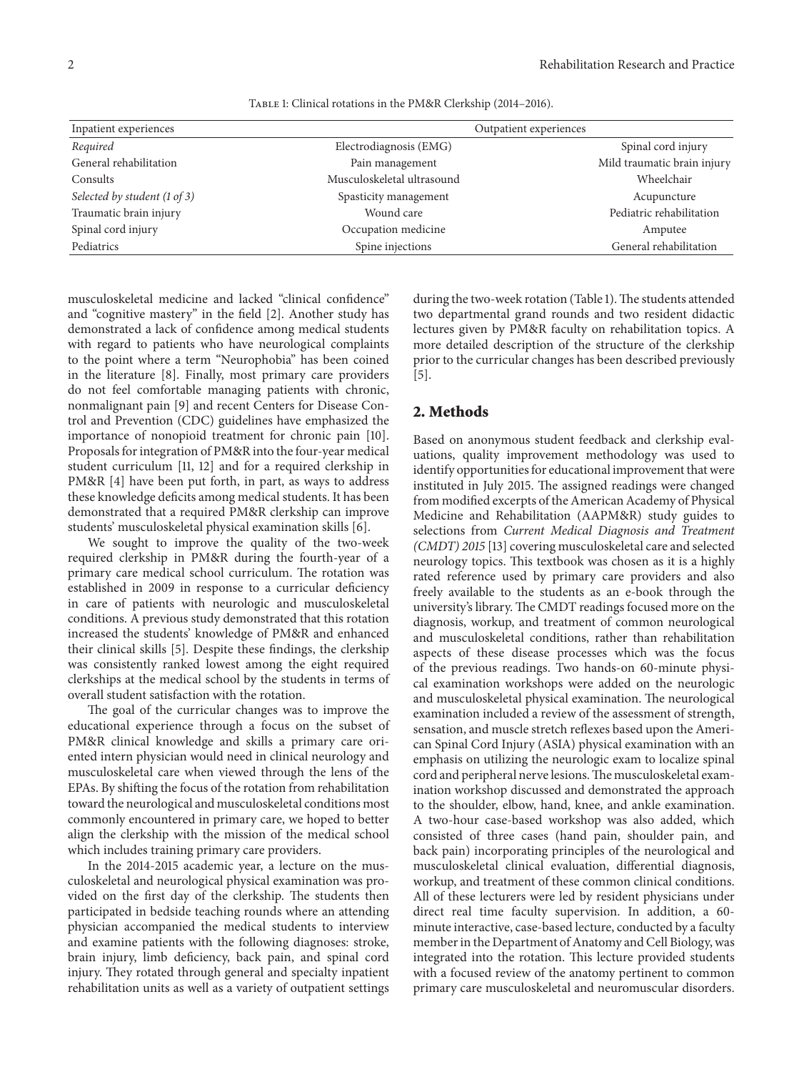Table 1: Clinical rotations in the PM&R Clerkship (2014–2016).

| Inpatient experiences | Outpatient experiences | |
|---|---|---|
| *Required* | Electrodiagnosis (EMG) | Spinal cord injury |
| General rehabilitation | Pain management | Mild traumatic brain injury |
| Consults | Musculoskeletal ultrasound | Wheelchair |
| *Selected by student (1 of 3)* | Spasticity management | Acupuncture |
| Traumatic brain injury | Wound care | Pediatric rehabilitation |
| Spinal cord injury | Occupation medicine | Amputee |
| Pediatrics | Spine injections | General rehabilitation |

musculoskeletal medicine and lacked "clinical confidence" and "cognitive mastery" in the field [2]. Another study has demonstrated a lack of confidence among medical students with regard to patients who have neurological complaints to the point where a term "Neurophobia" has been coined in the literature [8]. Finally, most primary care providers do not feel comfortable managing patients with chronic, nonmalignant pain [9] and recent Centers for Disease Control and Prevention (CDC) guidelines have emphasized the importance of nonopioid treatment for chronic pain [10]. Proposals for integration of PM&R into the four-year medical student curriculum [11, 12] and for a required clerkship in PM&R [4] have been put forth, in part, as ways to address these knowledge deficits among medical students. It has been demonstrated that a required PM&R clerkship can improve students' musculoskeletal physical examination skills [6].

We sought to improve the quality of the two-week required clerkship in PM&R during the fourth-year of a primary care medical school curriculum. The rotation was established in 2009 in response to a curricular deficiency in care of patients with neurologic and musculoskeletal conditions. A previous study demonstrated that this rotation increased the students' knowledge of PM&R and enhanced their clinical skills [5]. Despite these findings, the clerkship was consistently ranked lowest among the eight required clerkships at the medical school by the students in terms of overall student satisfaction with the rotation.

The goal of the curricular changes was to improve the educational experience through a focus on the subset of PM&R clinical knowledge and skills a primary care oriented intern physician would need in clinical neurology and musculoskeletal care when viewed through the lens of the EPAs. By shifting the focus of the rotation from rehabilitation toward the neurological and musculoskeletal conditions most commonly encountered in primary care, we hoped to better align the clerkship with the mission of the medical school which includes training primary care providers.

In the 2014-2015 academic year, a lecture on the musculoskeletal and neurological physical examination was provided on the first day of the clerkship. The students then participated in bedside teaching rounds where an attending physician accompanied the medical students to interview and examine patients with the following diagnoses: stroke, brain injury, limb deficiency, back pain, and spinal cord injury. They rotated through general and specialty inpatient rehabilitation units as well as a variety of outpatient settings during the two-week rotation (Table 1). The students attended two departmental grand rounds and two resident didactic lectures given by PM&R faculty on rehabilitation topics. A more detailed description of the structure of the clerkship prior to the curricular changes has been described previously [5].

## 2. Methods

Based on anonymous student feedback and clerkship evaluations, quality improvement methodology was used to identify opportunities for educational improvement that were instituted in July 2015. The assigned readings were changed from modified excerpts of the American Academy of Physical Medicine and Rehabilitation (AAPM&R) study guides to selections from *Current Medical Diagnosis and Treatment (CMDT) 2015* [13] covering musculoskeletal care and selected neurology topics. This textbook was chosen as it is a highly rated reference used by primary care providers and also freely available to the students as an e-book through the university's library. The CMDT readings focused more on the diagnosis, workup, and treatment of common neurological and musculoskeletal conditions, rather than rehabilitation aspects of these disease processes which was the focus of the previous readings. Two hands-on 60-minute physical examination workshops were added on the neurologic and musculoskeletal physical examination. The neurological examination included a review of the assessment of strength, sensation, and muscle stretch reflexes based upon the American Spinal Cord Injury (ASIA) physical examination with an emphasis on utilizing the neurologic exam to localize spinal cord and peripheral nerve lesions. The musculoskeletal examination workshop discussed and demonstrated the approach to the shoulder, elbow, hand, knee, and ankle examination. A two-hour case-based workshop was also added, which consisted of three cases (hand pain, shoulder pain, and back pain) incorporating principles of the neurological and musculoskeletal clinical evaluation, differential diagnosis, workup, and treatment of these common clinical conditions. All of these lecturers were led by resident physicians under direct real time faculty supervision. In addition, a 60-minute interactive, case-based lecture, conducted by a faculty member in the Department of Anatomy and Cell Biology, was integrated into the rotation. This lecture provided students with a focused review of the anatomy pertinent to common primary care musculoskeletal and neuromuscular disorders.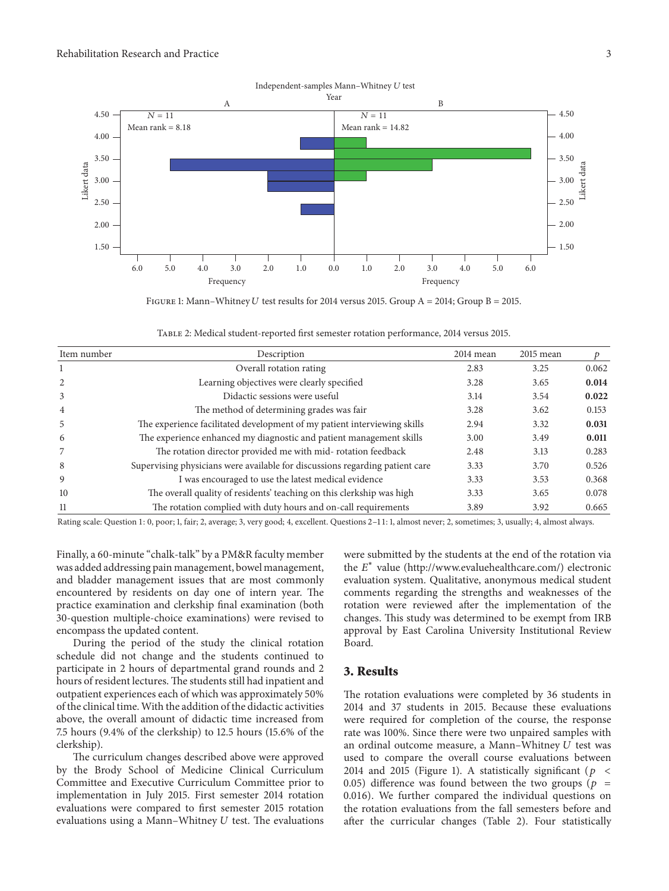Figure 1: Mann–Whitney $U$ test results for 2014 versus 2015. Group A = 2014; Group B = 2015.

Table 2: Medical student-reported first semester rotation performance, 2014 versus 2015.

| Item number | Description | 2014 mean | 2015 mean | $p$ |
|---|---|---|---|---|
| 1 | Overall rotation rating | 2.83 | 3.25 | 0.062 |
| 2 | Learning objectives were clearly specified | 3.28 | 3.65 | **0.014** |
| 3 | Didactic sessions were useful | 3.14 | 3.54 | **0.022** |
| 4 | The method of determining grades was fair | 3.28 | 3.62 | 0.153 |
| 5 | The experience facilitated development of my patient interviewing skills | 2.94 | 3.32 | **0.031** |
| 6 | The experience enhanced my diagnostic and patient management skills | 3.00 | 3.49 | **0.011** |
| 7 | The rotation director provided me with mid- rotation feedback | 2.48 | 3.13 | 0.283 |
| 8 | Supervising physicians were available for discussions regarding patient care | 3.33 | 3.70 | 0.526 |
| 9 | I was encouraged to use the latest medical evidence | 3.33 | 3.53 | 0.368 |
| 10 | The overall quality of residents' teaching on this clerkship was high | 3.33 | 3.65 | 0.078 |
| 11 | The rotation complied with duty hours and on-call requirements | 3.89 | 3.92 | 0.665 |

Rating scale: Question 1: 0, poor; 1, fair; 2, average; 3, very good; 4, excellent. Questions 2–11: 1, almost never; 2, sometimes; 3, usually; 4, almost always.

Finally, a 60-minute "chalk-talk" by a PM&R faculty member was added addressing pain management, bowel management, and bladder management issues that are most commonly encountered by residents on day one of intern year. The practice examination and clerkship final examination (both 30-question multiple-choice examinations) were revised to encompass the updated content.

During the period of the study the clinical rotation schedule did not change and the students continued to participate in 2 hours of departmental grand rounds and 2 hours of resident lectures. The students still had inpatient and outpatient experiences each of which was approximately 50% of the clinical time. With the addition of the didactic activities above, the overall amount of didactic time increased from 7.5 hours (9.4% of the clerkship) to 12.5 hours (15.6% of the clerkship).

The curriculum changes described above were approved by the Brody School of Medicine Clinical Curriculum Committee and Executive Curriculum Committee prior to implementation in July 2015. First semester 2014 rotation evaluations were compared to first semester 2015 rotation evaluations using a Mann–Whitney $U$ test. The evaluations were submitted by the students at the end of the rotation via the $E^*$ value (http://www.evaluehealthcare.com/) electronic evaluation system. Qualitative, anonymous medical student comments regarding the strengths and weaknesses of the rotation were reviewed after the implementation of the changes. This study was determined to be exempt from IRB approval by East Carolina University Institutional Review Board.

## 3. Results

The rotation evaluations were completed by 36 students in 2014 and 37 students in 2015. Because these evaluations were required for completion of the course, the response rate was 100%. Since there were two unpaired samples with an ordinal outcome measure, a Mann–Whitney $U$ test was used to compare the overall course evaluations between 2014 and 2015 (Figure 1). A statistically significant ($p < 0.05$) difference was found between the two groups ($p = 0.016$). We further compared the individual questions on the rotation evaluations from the fall semesters before and after the curricular changes (Table 2). Four statistically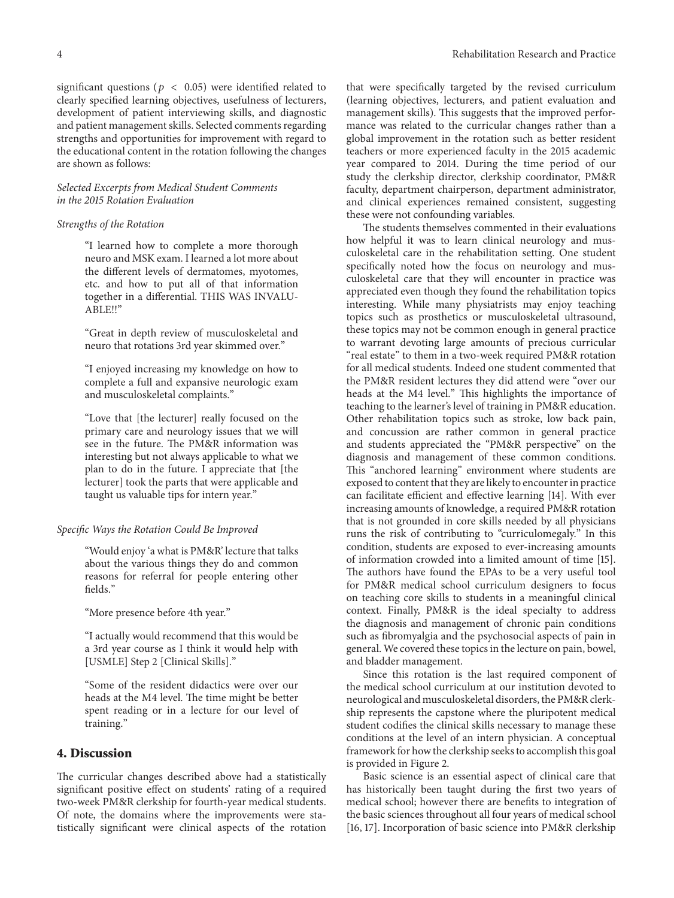significant questions ($p < 0.05$) were identified related to clearly specified learning objectives, usefulness of lecturers, development of patient interviewing skills, and diagnostic and patient management skills. Selected comments regarding strengths and opportunities for improvement with regard to the educational content in the rotation following the changes are shown as follows:

*Selected Excerpts from Medical Student Comments in the 2015 Rotation Evaluation*

*Strengths of the Rotation*

> "I learned how to complete a more thorough neuro and MSK exam. I learned a lot more about the different levels of dermatomes, myotomes, etc. and how to put all of that information together in a differential. THIS WAS INVALUABLE!!"

> "Great in depth review of musculoskeletal and neuro that rotations 3rd year skimmed over."

> "I enjoyed increasing my knowledge on how to complete a full and expansive neurologic exam and musculoskeletal complaints."

> "Love that [the lecturer] really focused on the primary care and neurology issues that we will see in the future. The PM&R information was interesting but not always applicable to what we plan to do in the future. I appreciate that [the lecturer] took the parts that were applicable and taught us valuable tips for intern year."

*Specific Ways the Rotation Could Be Improved*

> "Would enjoy 'a what is PM&R' lecture that talks about the various things they do and common reasons for referral for people entering other fields."

> "More presence before 4th year."

> "I actually would recommend that this would be a 3rd year course as I think it would help with [USMLE] Step 2 [Clinical Skills]."

> "Some of the resident didactics were over our heads at the M4 level. The time might be better spent reading or in a lecture for our level of training."

## 4. Discussion

The curricular changes described above had a statistically significant positive effect on students' rating of a required two-week PM&R clerkship for fourth-year medical students. Of note, the domains where the improvements were statistically significant were clinical aspects of the rotation that were specifically targeted by the revised curriculum (learning objectives, lecturers, and patient evaluation and management skills). This suggests that the improved performance was related to the curricular changes rather than a global improvement in the rotation such as better resident teachers or more experienced faculty in the 2015 academic year compared to 2014. During the time period of our study the clerkship director, clerkship coordinator, PM&R faculty, department chairperson, department administrator, and clinical experiences remained consistent, suggesting these were not confounding variables.

The students themselves commented in their evaluations how helpful it was to learn clinical neurology and musculoskeletal care in the rehabilitation setting. One student specifically noted how the focus on neurology and musculoskeletal care that they will encounter in practice was appreciated even though they found the rehabilitation topics interesting. While many physiatrists may enjoy teaching topics such as prosthetics or musculoskeletal ultrasound, these topics may not be common enough in general practice to warrant devoting large amounts of precious curricular "real estate" to them in a two-week required PM&R rotation for all medical students. Indeed one student commented that the PM&R resident lectures they did attend were "over our heads at the M4 level." This highlights the importance of teaching to the learner's level of training in PM&R education. Other rehabilitation topics such as stroke, low back pain, and concussion are rather common in general practice and students appreciated the "PM&R perspective" on the diagnosis and management of these common conditions. This "anchored learning" environment where students are exposed to content that they are likely to encounter in practice can facilitate efficient and effective learning [14]. With ever increasing amounts of knowledge, a required PM&R rotation that is not grounded in core skills needed by all physicians runs the risk of contributing to "curriculomegaly." In this condition, students are exposed to ever-increasing amounts of information crowded into a limited amount of time [15]. The authors have found the EPAs to be a very useful tool for PM&R medical school curriculum designers to focus on teaching core skills to students in a meaningful clinical context. Finally, PM&R is the ideal specialty to address the diagnosis and management of chronic pain conditions such as fibromyalgia and the psychosocial aspects of pain in general. We covered these topics in the lecture on pain, bowel, and bladder management.

Since this rotation is the last required component of the medical school curriculum at our institution devoted to neurological and musculoskeletal disorders, the PM&R clerkship represents the capstone where the pluripotent medical student codifies the clinical skills necessary to manage these conditions at the level of an intern physician. A conceptual framework for how the clerkship seeks to accomplish this goal is provided in Figure 2.

Basic science is an essential aspect of clinical care that has historically been taught during the first two years of medical school; however there are benefits to integration of the basic sciences throughout all four years of medical school [16, 17]. Incorporation of basic science into PM&R clerkship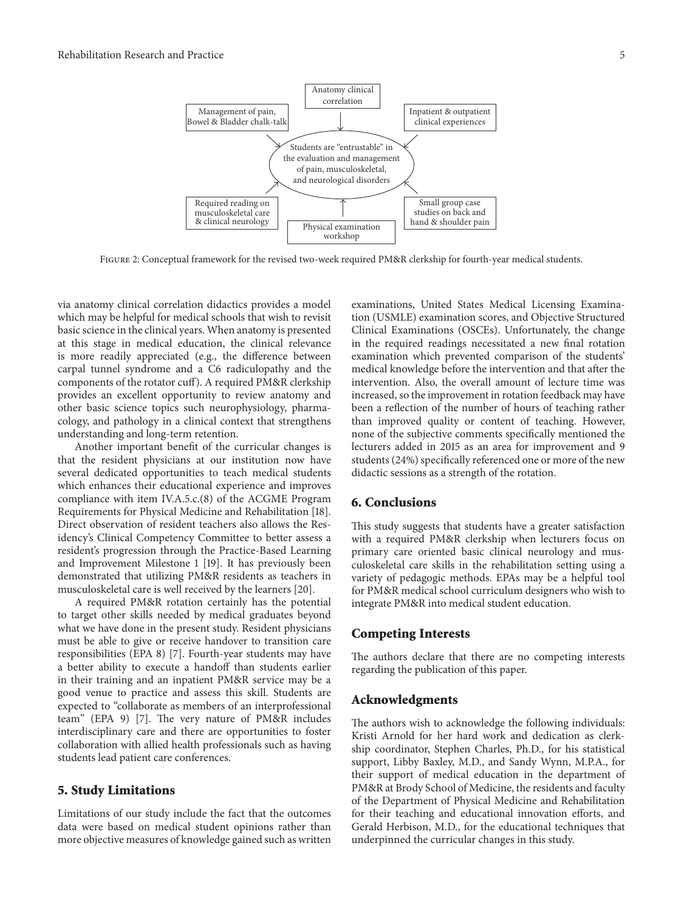Figure 2: Conceptual framework for the revised two-week required PM&R clerkship for fourth-year medical students.

via anatomy clinical correlation didactics provides a model which may be helpful for medical schools that wish to revisit basic science in the clinical years. When anatomy is presented at this stage in medical education, the clinical relevance is more readily appreciated (e.g., the difference between carpal tunnel syndrome and a C6 radiculopathy and the components of the rotator cuff). A required PM&R clerkship provides an excellent opportunity to review anatomy and other basic science topics such neurophysiology, pharmacology, and pathology in a clinical context that strengthens understanding and long-term retention.

Another important benefit of the curricular changes is that the resident physicians at our institution now have several dedicated opportunities to teach medical students which enhances their educational experience and improves compliance with item IV.A.5.c.(8) of the ACGME Program Requirements for Physical Medicine and Rehabilitation [18]. Direct observation of resident teachers also allows the Residency's Clinical Competency Committee to better assess a resident's progression through the Practice-Based Learning and Improvement Milestone 1 [19]. It has previously been demonstrated that utilizing PM&R residents as teachers in musculoskeletal care is well received by the learners [20].

A required PM&R rotation certainly has the potential to target other skills needed by medical graduates beyond what we have done in the present study. Resident physicians must be able to give or receive handover to transition care responsibilities (EPA 8) [7]. Fourth-year students may have a better ability to execute a handoff than students earlier in their training and an inpatient PM&R service may be a good venue to practice and assess this skill. Students are expected to "collaborate as members of an interprofessional team" (EPA 9) [7]. The very nature of PM&R includes interdisciplinary care and there are opportunities to foster collaboration with allied health professionals such as having students lead patient care conferences.

## 5. Study Limitations

Limitations of our study include the fact that the outcomes data were based on medical student opinions rather than more objective measures of knowledge gained such as written examinations, United States Medical Licensing Examination (USMLE) examination scores, and Objective Structured Clinical Examinations (OSCEs). Unfortunately, the change in the required readings necessitated a new final rotation examination which prevented comparison of the students' medical knowledge before the intervention and that after the intervention. Also, the overall amount of lecture time was increased, so the improvement in rotation feedback may have been a reflection of the number of hours of teaching rather than improved quality or content of teaching. However, none of the subjective comments specifically mentioned the lecturers added in 2015 as an area for improvement and 9 students (24%) specifically referenced one or more of the new didactic sessions as a strength of the rotation.

## 6. Conclusions

This study suggests that students have a greater satisfaction with a required PM&R clerkship when lecturers focus on primary care oriented basic clinical neurology and musculoskeletal care skills in the rehabilitation setting using a variety of pedagogic methods. EPAs may be a helpful tool for PM&R medical school curriculum designers who wish to integrate PM&R into medical student education.

## Competing Interests

The authors declare that there are no competing interests regarding the publication of this paper.

## Acknowledgments

The authors wish to acknowledge the following individuals: Kristi Arnold for her hard work and dedication as clerkship coordinator, Stephen Charles, Ph.D., for his statistical support, Libby Baxley, M.D., and Sandy Wynn, M.P.A., for their support of medical education in the department of PM&R at Brody School of Medicine, the residents and faculty of the Department of Physical Medicine and Rehabilitation for their teaching and educational innovation efforts, and Gerald Herbison, M.D., for the educational techniques that underpinned the curricular changes in this study.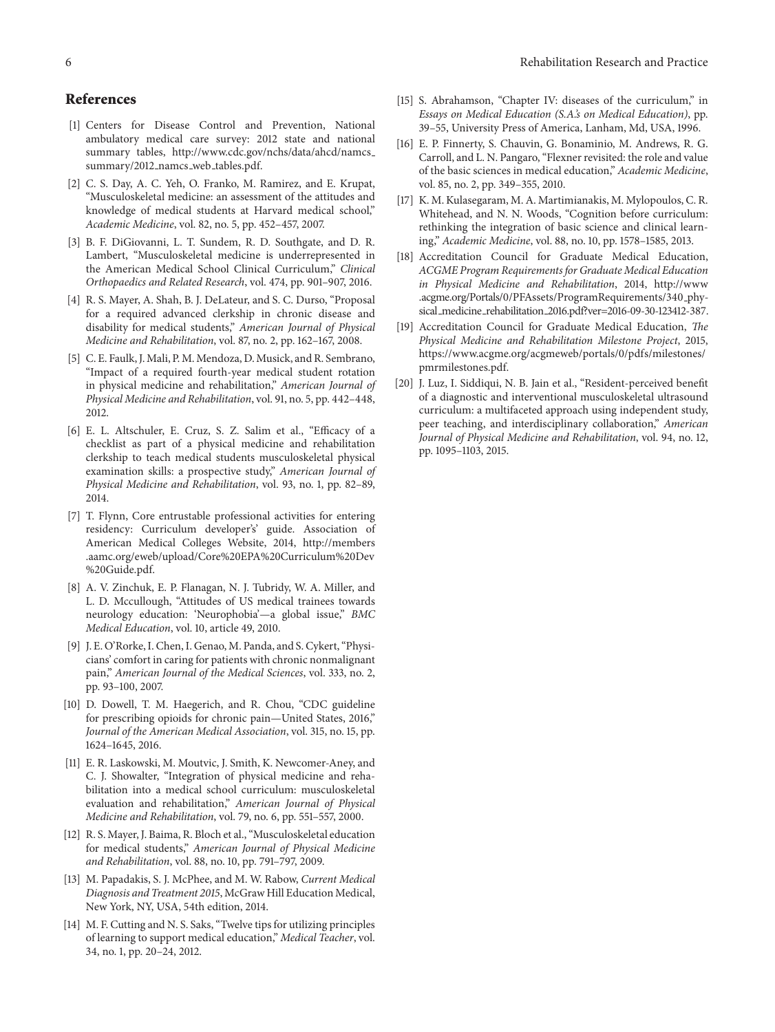## References

[1] Centers for Disease Control and Prevention, National ambulatory medical care survey: 2012 state and national summary tables, http://www.cdc.gov/nchs/data/ahcd/namcs_summary/2012_namcs_web_tables.pdf.

[2] C. S. Day, A. C. Yeh, O. Franko, M. Ramirez, and E. Krupat, "Musculoskeletal medicine: an assessment of the attitudes and knowledge of medical students at Harvard medical school," *Academic Medicine*, vol. 82, no. 5, pp. 452–457, 2007.

[3] B. F. DiGiovanni, L. T. Sundem, R. D. Southgate, and D. R. Lambert, "Musculoskeletal medicine is underrepresented in the American Medical School Clinical Curriculum," *Clinical Orthopaedics and Related Research*, vol. 474, pp. 901–907, 2016.

[4] R. S. Mayer, A. Shah, B. J. DeLateur, and S. C. Durso, "Proposal for a required advanced clerkship in chronic disease and disability for medical students," *American Journal of Physical Medicine and Rehabilitation*, vol. 87, no. 2, pp. 162–167, 2008.

[5] C. E. Faulk, J. Mali, P. M. Mendoza, D. Musick, and R. Sembrano, "Impact of a required fourth-year medical student rotation in physical medicine and rehabilitation," *American Journal of Physical Medicine and Rehabilitation*, vol. 91, no. 5, pp. 442–448, 2012.

[6] E. L. Altschuler, E. Cruz, S. Z. Salim et al., "Efficacy of a checklist as part of a physical medicine and rehabilitation clerkship to teach medical students musculoskeletal physical examination skills: a prospective study," *American Journal of Physical Medicine and Rehabilitation*, vol. 93, no. 1, pp. 82–89, 2014.

[7] T. Flynn, Core entrustable professional activities for entering residency: Curriculum developer's' guide. Association of American Medical Colleges Website, 2014, http://members.aamc.org/eweb/upload/Core%20EPA%20Curriculum%20Dev%20Guide.pdf.

[8] A. V. Zinchuk, E. P. Flanagan, N. J. Tubridy, W. A. Miller, and L. D. Mccullough, "Attitudes of US medical trainees towards neurology education: 'Neurophobia'—a global issue," *BMC Medical Education*, vol. 10, article 49, 2010.

[9] J. E. O'Rorke, I. Chen, I. Genao, M. Panda, and S. Cykert, "Physicians' comfort in caring for patients with chronic nonmalignant pain," *American Journal of the Medical Sciences*, vol. 333, no. 2, pp. 93–100, 2007.

[10] D. Dowell, T. M. Haegerich, and R. Chou, "CDC guideline for prescribing opioids for chronic pain—United States, 2016," *Journal of the American Medical Association*, vol. 315, no. 15, pp. 1624–1645, 2016.

[11] E. R. Laskowski, M. Moutvic, J. Smith, K. Newcomer-Aney, and C. J. Showalter, "Integration of physical medicine and rehabilitation into a medical school curriculum: musculoskeletal evaluation and rehabilitation," *American Journal of Physical Medicine and Rehabilitation*, vol. 79, no. 6, pp. 551–557, 2000.

[12] R. S. Mayer, J. Baima, R. Bloch et al., "Musculoskeletal education for medical students," *American Journal of Physical Medicine and Rehabilitation*, vol. 88, no. 10, pp. 791–797, 2009.

[13] M. Papadakis, S. J. McPhee, and M. W. Rabow, *Current Medical Diagnosis and Treatment 2015*, McGraw Hill Education Medical, New York, NY, USA, 54th edition, 2014.

[14] M. F. Cutting and N. S. Saks, "Twelve tips for utilizing principles of learning to support medical education," *Medical Teacher*, vol. 34, no. 1, pp. 20–24, 2012.

[15] S. Abrahamson, "Chapter IV: diseases of the curriculum," in *Essays on Medical Education (S.A.'s on Medical Education)*, pp. 39–55, University Press of America, Lanham, Md, USA, 1996.

[16] E. P. Finnerty, S. Chauvin, G. Bonaminio, M. Andrews, R. G. Carroll, and L. N. Pangaro, "Flexner revisited: the role and value of the basic sciences in medical education," *Academic Medicine*, vol. 85, no. 2, pp. 349–355, 2010.

[17] K. M. Kulasegaram, M. A. Martimianakis, M. Mylopoulos, C. R. Whitehead, and N. N. Woods, "Cognition before curriculum: rethinking the integration of basic science and clinical learning," *Academic Medicine*, vol. 88, no. 10, pp. 1578–1585, 2013.

[18] Accreditation Council for Graduate Medical Education, *ACGME Program Requirements for Graduate Medical Education in Physical Medicine and Rehabilitation*, 2014, http://www.acgme.org/Portals/0/PFAssets/ProgramRequirements/340_physical_medicine_rehabilitation_2016.pdf?ver=2016-09-30-123412-387.

[19] Accreditation Council for Graduate Medical Education, *The Physical Medicine and Rehabilitation Milestone Project*, 2015, https://www.acgme.org/acgmeweb/portals/0/pdfs/milestones/pmrmilestones.pdf.

[20] J. Luz, I. Siddiqui, N. B. Jain et al., "Resident-perceived benefit of a diagnostic and interventional musculoskeletal ultrasound curriculum: a multifaceted approach using independent study, peer teaching, and interdisciplinary collaboration," *American Journal of Physical Medicine and Rehabilitation*, vol. 94, no. 12, pp. 1095–1103, 2015.